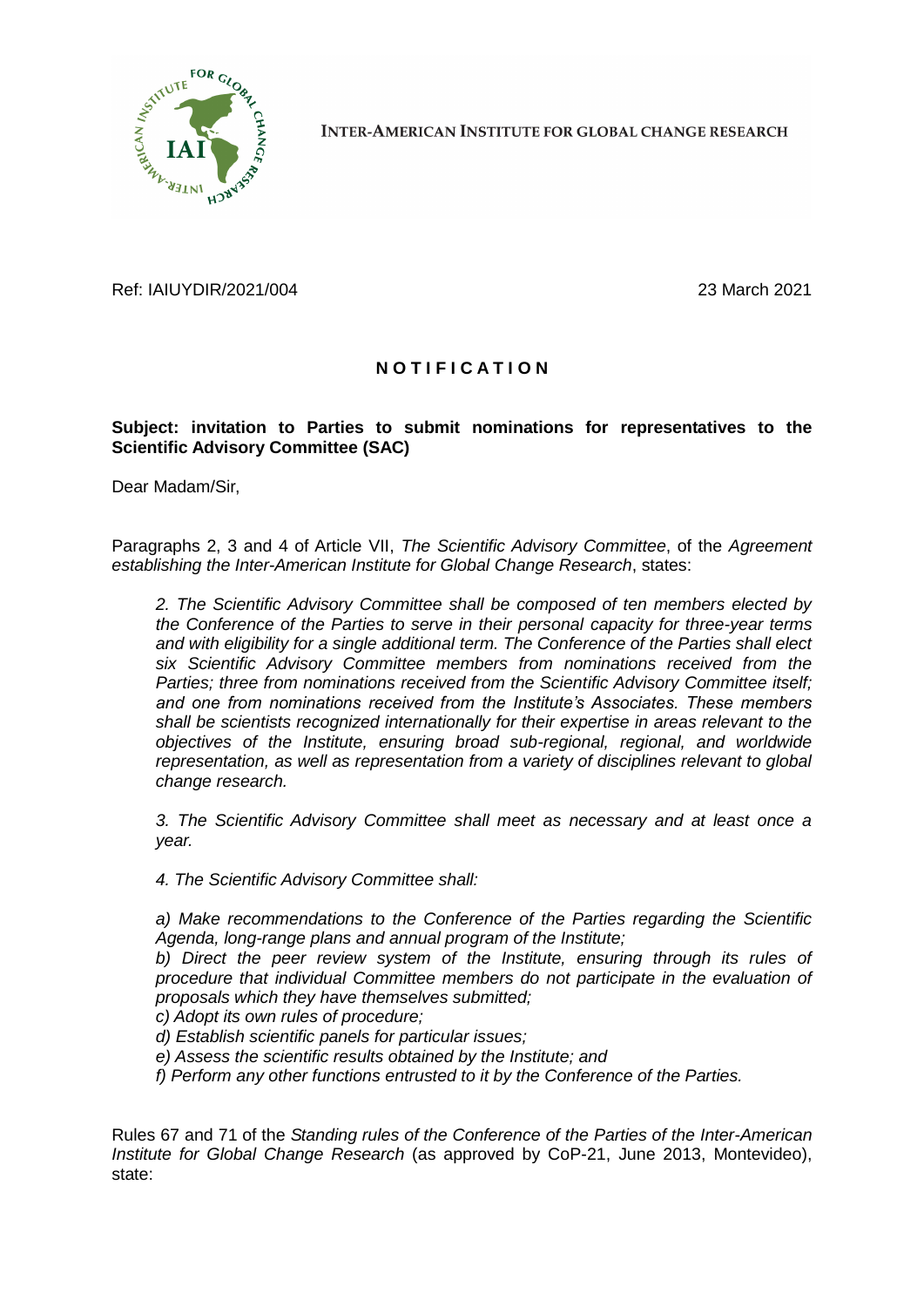**INTER-AMERICAN INSTITUTE FOR GLOBAL CHANGE RESEARCH**

Ref: IAIUYDIR/2021/004

23 March 2021

## N O T I F I C A T I O N

**Subject: invitation to Parties to submit nominations for representatives to the Scientific Advisory Committee (SAC)**

Dear Madam/Sir,

Paragraphs 2, 3 and 4 of Article VII, *The Scientific Advisory Committee*, of the *Agreement establishing the Inter-American Institute for Global Change Research*, states:

> *2. The Scientific Advisory Committee shall be composed of ten members elected by the Conference of the Parties to serve in their personal capacity for three-year terms and with eligibility for a single additional term. The Conference of the Parties shall elect six Scientific Advisory Committee members from nominations received from the Parties; three from nominations received from the Scientific Advisory Committee itself; and one from nominations received from the Institute's Associates. These members shall be scientists recognized internationally for their expertise in areas relevant to the objectives of the Institute, ensuring broad sub-regional, regional, and worldwide representation, as well as representation from a variety of disciplines relevant to global change research.*
>
> *3. The Scientific Advisory Committee shall meet as necessary and at least once a year.*
>
> *4. The Scientific Advisory Committee shall:*
>
> *a) Make recommendations to the Conference of the Parties regarding the Scientific Agenda, long-range plans and annual program of the Institute;*
> *b) Direct the peer review system of the Institute, ensuring through its rules of procedure that individual Committee members do not participate in the evaluation of proposals which they have themselves submitted;*
> *c) Adopt its own rules of procedure;*
> *d) Establish scientific panels for particular issues;*
> *e) Assess the scientific results obtained by the Institute; and*
> *f) Perform any other functions entrusted to it by the Conference of the Parties.*

Rules 67 and 71 of the *Standing rules of the Conference of the Parties of the Inter-American Institute for Global Change Research* (as approved by CoP-21, June 2013, Montevideo), state: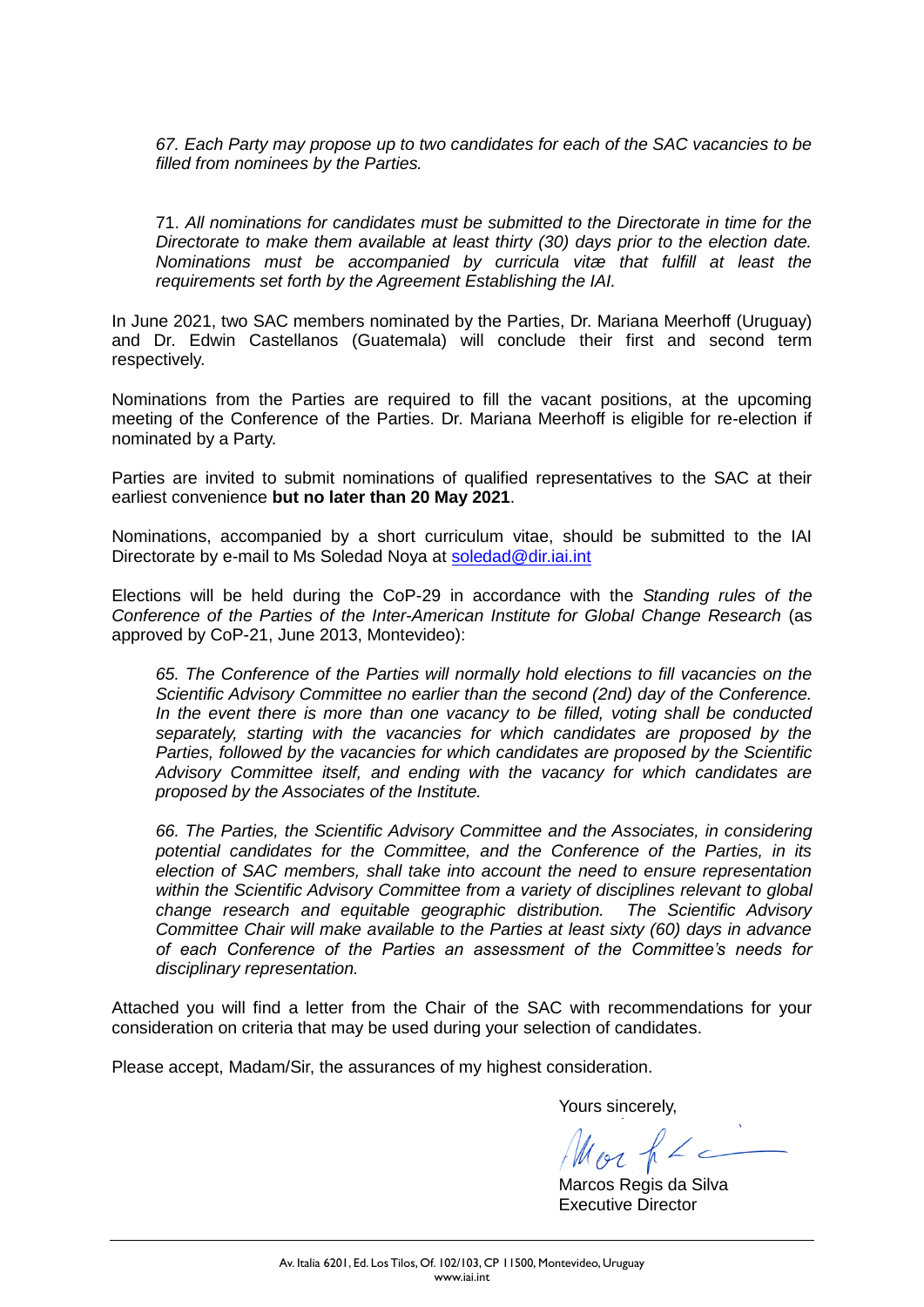*67. Each Party may propose up to two candidates for each of the SAC vacancies to be filled from nominees by the Parties.*

71. *All nominations for candidates must be submitted to the Directorate in time for the Directorate to make them available at least thirty (30) days prior to the election date. Nominations must be accompanied by curricula vitæ that fulfill at least the requirements set forth by the Agreement Establishing the IAI.*

In June 2021, two SAC members nominated by the Parties, Dr. Mariana Meerhoff (Uruguay) and Dr. Edwin Castellanos (Guatemala) will conclude their first and second term respectively.

Nominations from the Parties are required to fill the vacant positions, at the upcoming meeting of the Conference of the Parties. Dr. Mariana Meerhoff is eligible for re-election if nominated by a Party.

Parties are invited to submit nominations of qualified representatives to the SAC at their earliest convenience **but no later than 20 May 2021**.

Nominations, accompanied by a short curriculum vitae, should be submitted to the IAI Directorate by e-mail to Ms Soledad Noya at soledad@dir.iai.int

Elections will be held during the CoP-29 in accordance with the *Standing rules of the Conference of the Parties of the Inter-American Institute for Global Change Research* (as approved by CoP-21, June 2013, Montevideo):

*65. The Conference of the Parties will normally hold elections to fill vacancies on the Scientific Advisory Committee no earlier than the second (2nd) day of the Conference. In the event there is more than one vacancy to be filled, voting shall be conducted separately, starting with the vacancies for which candidates are proposed by the Parties, followed by the vacancies for which candidates are proposed by the Scientific Advisory Committee itself, and ending with the vacancy for which candidates are proposed by the Associates of the Institute.*

*66. The Parties, the Scientific Advisory Committee and the Associates, in considering potential candidates for the Committee, and the Conference of the Parties, in its election of SAC members, shall take into account the need to ensure representation within the Scientific Advisory Committee from a variety of disciplines relevant to global change research and equitable geographic distribution. The Scientific Advisory Committee Chair will make available to the Parties at least sixty (60) days in advance of each Conference of the Parties an assessment of the Committee's needs for disciplinary representation.*

Attached you will find a letter from the Chair of the SAC with recommendations for your consideration on criteria that may be used during your selection of candidates.

Please accept, Madam/Sir, the assurances of my highest consideration.

Yours sincerely,

Marcos Regis da Silva
Executive Director

Av. Italia 6201, Ed. Los Tilos, Of. 102/103, CP 11500, Montevideo, Uruguay
www.iai.int